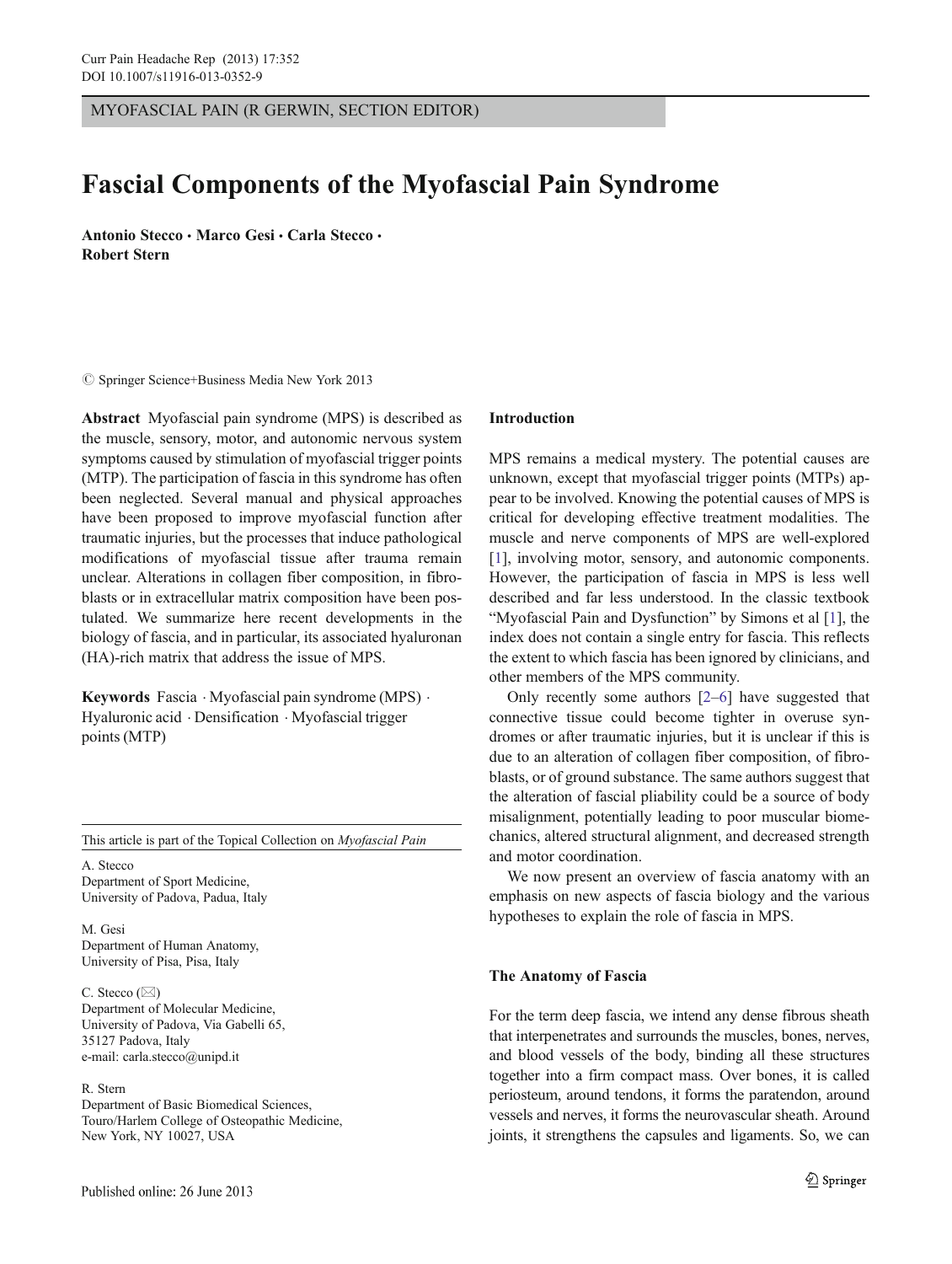MYOFASCIAL PAIN (R GERWIN, SECTION EDITOR)

# Fascial Components of the Myofascial Pain Syndrome

**Antonio Stecco · Marco Gesi · Carla Stecco · Robert Stern**

© Springer Science+Business Media New York 2013

**Abstract** Myofascial pain syndrome (MPS) is described as the muscle, sensory, motor, and autonomic nervous system symptoms caused by stimulation of myofascial trigger points (MTP). The participation of fascia in this syndrome has often been neglected. Several manual and physical approaches have been proposed to improve myofascial function after traumatic injuries, but the processes that induce pathological modifications of myofascial tissue after trauma remain unclear. Alterations in collagen fiber composition, in fibroblasts or in extracellular matrix composition have been postulated. We summarize here recent developments in the biology of fascia, and in particular, its associated hyaluronan (HA)-rich matrix that address the issue of MPS.

**Keywords** Fascia · Myofascial pain syndrome (MPS) · Hyaluronic acid · Densification · Myofascial trigger points (MTP)

This article is part of the Topical Collection on *Myofascial Pain*

A. Stecco
Department of Sport Medicine,
University of Padova, Padua, Italy

M. Gesi
Department of Human Anatomy,
University of Pisa, Pisa, Italy

C. Stecco (✉)
Department of Molecular Medicine,
University of Padova, Via Gabelli 65,
35127 Padova, Italy
e-mail: carla.stecco@unipd.it

R. Stern
Department of Basic Biomedical Sciences,
Touro/Harlem College of Osteopathic Medicine,
New York, NY 10027, USA

Published online: 26 June 2013

## Introduction

MPS remains a medical mystery. The potential causes are unknown, except that myofascial trigger points (MTPs) appear to be involved. Knowing the potential causes of MPS is critical for developing effective treatment modalities. The muscle and nerve components of MPS are well-explored [1], involving motor, sensory, and autonomic components. However, the participation of fascia in MPS is less well described and far less understood. In the classic textbook "Myofascial Pain and Dysfunction" by Simons et al [1], the index does not contain a single entry for fascia. This reflects the extent to which fascia has been ignored by clinicians, and other members of the MPS community.

Only recently some authors [2–6] have suggested that connective tissue could become tighter in overuse syndromes or after traumatic injuries, but it is unclear if this is due to an alteration of collagen fiber composition, of fibroblasts, or of ground substance. The same authors suggest that the alteration of fascial pliability could be a source of body misalignment, potentially leading to poor muscular biomechanics, altered structural alignment, and decreased strength and motor coordination.

We now present an overview of fascia anatomy with an emphasis on new aspects of fascia biology and the various hypotheses to explain the role of fascia in MPS.

## The Anatomy of Fascia

For the term deep fascia, we intend any dense fibrous sheath that interpenetrates and surrounds the muscles, bones, nerves, and blood vessels of the body, binding all these structures together into a firm compact mass. Over bones, it is called periosteum, around tendons, it forms the paratendon, around vessels and nerves, it forms the neurovascular sheath. Around joints, it strengthens the capsules and ligaments. So, we can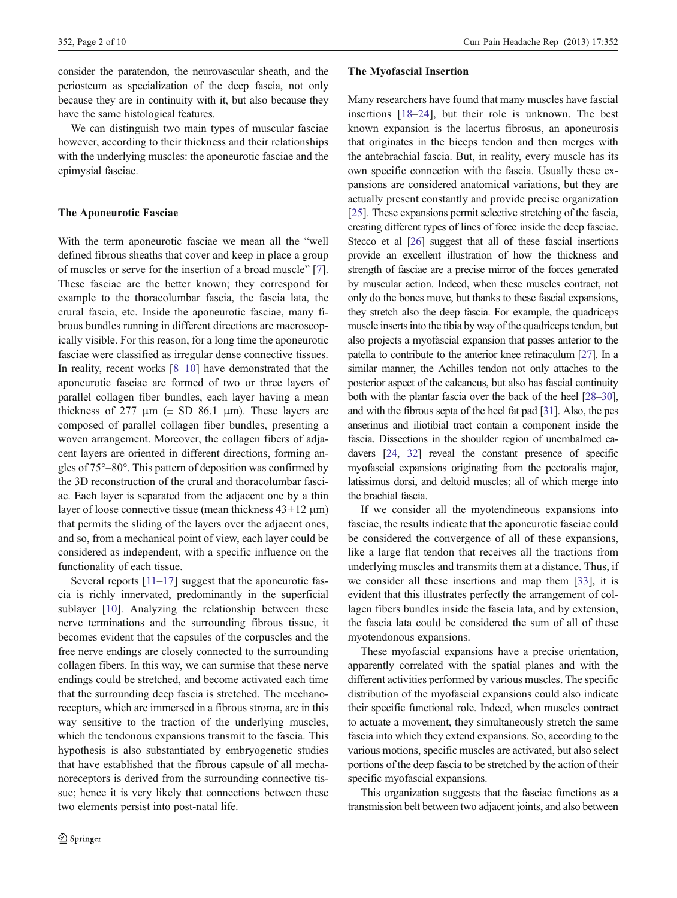consider the paratendon, the neurovascular sheath, and the periosteum as specialization of the deep fascia, not only because they are in continuity with it, but also because they have the same histological features.

We can distinguish two main types of muscular fasciae however, according to their thickness and their relationships with the underlying muscles: the aponeurotic fasciae and the epimysial fasciae.

### The Aponeurotic Fasciae

With the term aponeurotic fasciae we mean all the "well defined fibrous sheaths that cover and keep in place a group of muscles or serve for the insertion of a broad muscle" [7]. These fasciae are the better known; they correspond for example to the thoracolumbar fascia, the fascia lata, the crural fascia, etc. Inside the aponeurotic fasciae, many fibrous bundles running in different directions are macroscopically visible. For this reason, for a long time the aponeurotic fasciae were classified as irregular dense connective tissues. In reality, recent works [8–10] have demonstrated that the aponeurotic fasciae are formed of two or three layers of parallel collagen fiber bundles, each layer having a mean thickness of 277 μm (± SD 86.1 μm). These layers are composed of parallel collagen fiber bundles, presenting a woven arrangement. Moreover, the collagen fibers of adjacent layers are oriented in different directions, forming angles of 75°–80°. This pattern of deposition was confirmed by the 3D reconstruction of the crural and thoracolumbar fasciae. Each layer is separated from the adjacent one by a thin layer of loose connective tissue (mean thickness 43±12 μm) that permits the sliding of the layers over the adjacent ones, and so, from a mechanical point of view, each layer could be considered as independent, with a specific influence on the functionality of each tissue.

Several reports [11–17] suggest that the aponeurotic fascia is richly innervated, predominantly in the superficial sublayer [10]. Analyzing the relationship between these nerve terminations and the surrounding fibrous tissue, it becomes evident that the capsules of the corpuscles and the free nerve endings are closely connected to the surrounding collagen fibers. In this way, we can surmise that these nerve endings could be stretched, and become activated each time that the surrounding deep fascia is stretched. The mechanoreceptors, which are immersed in a fibrous stroma, are in this way sensitive to the traction of the underlying muscles, which the tendonous expansions transmit to the fascia. This hypothesis is also substantiated by embryogenetic studies that have established that the fibrous capsule of all mechanoreceptors is derived from the surrounding connective tissue; hence it is very likely that connections between these two elements persist into post-natal life.

### The Myofascial Insertion

Many researchers have found that many muscles have fascial insertions [18–24], but their role is unknown. The best known expansion is the lacertus fibrosus, an aponeurosis that originates in the biceps tendon and then merges with the antebrachial fascia. But, in reality, every muscle has its own specific connection with the fascia. Usually these expansions are considered anatomical variations, but they are actually present constantly and provide precise organization [25]. These expansions permit selective stretching of the fascia, creating different types of lines of force inside the deep fasciae. Stecco et al [26] suggest that all of these fascial insertions provide an excellent illustration of how the thickness and strength of fasciae are a precise mirror of the forces generated by muscular action. Indeed, when these muscles contract, not only do the bones move, but thanks to these fascial expansions, they stretch also the deep fascia. For example, the quadriceps muscle inserts into the tibia by way of the quadriceps tendon, but also projects a myofascial expansion that passes anterior to the patella to contribute to the anterior knee retinaculum [27]. In a similar manner, the Achilles tendon not only attaches to the posterior aspect of the calcaneus, but also has fascial continuity both with the plantar fascia over the back of the heel [28–30], and with the fibrous septa of the heel fat pad [31]. Also, the pes anserinus and iliotibial tract contain a component inside the fascia. Dissections in the shoulder region of unembalmed cadavers [24, 32] reveal the constant presence of specific myofascial expansions originating from the pectoralis major, latissimus dorsi, and deltoid muscles; all of which merge into the brachial fascia.

If we consider all the myotendineous expansions into fasciae, the results indicate that the aponeurotic fasciae could be considered the convergence of all of these expansions, like a large flat tendon that receives all the tractions from underlying muscles and transmits them at a distance. Thus, if we consider all these insertions and map them [33], it is evident that this illustrates perfectly the arrangement of collagen fibers bundles inside the fascia lata, and by extension, the fascia lata could be considered the sum of all of these myotendonous expansions.

These myofascial expansions have a precise orientation, apparently correlated with the spatial planes and with the different activities performed by various muscles. The specific distribution of the myofascial expansions could also indicate their specific functional role. Indeed, when muscles contract to actuate a movement, they simultaneously stretch the same fascia into which they extend expansions. So, according to the various motions, specific muscles are activated, but also select portions of the deep fascia to be stretched by the action of their specific myofascial expansions.

This organization suggests that the fasciae functions as a transmission belt between two adjacent joints, and also between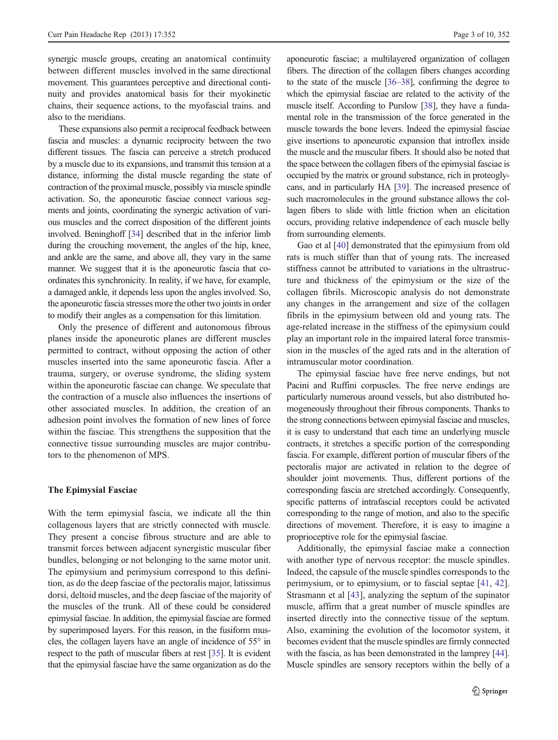synergic muscle groups, creating an anatomical continuity between different muscles involved in the same directional movement. This guarantees perceptive and directional continuity and provides anatomical basis for their myokinetic chains, their sequence actions, to the myofascial trains. and also to the meridians.

These expansions also permit a reciprocal feedback between fascia and muscles: a dynamic reciprocity between the two different tissues. The fascia can perceive a stretch produced by a muscle due to its expansions, and transmit this tension at a distance, informing the distal muscle regarding the state of contraction of the proximal muscle, possibly via muscle spindle activation. So, the aponeurotic fasciae connect various segments and joints, coordinating the synergic activation of various muscles and the correct disposition of the different joints involved. Beninghoff [34] described that in the inferior limb during the crouching movement, the angles of the hip, knee, and ankle are the same, and above all, they vary in the same manner. We suggest that it is the aponeurotic fascia that coordinates this synchronicity. In reality, if we have, for example, a damaged ankle, it depends less upon the angles involved. So, the aponeurotic fascia stresses more the other two joints in order to modify their angles as a compensation for this limitation.

Only the presence of different and autonomous fibrous planes inside the aponeurotic planes are different muscles permitted to contract, without opposing the action of other muscles inserted into the same aponeurotic fascia. After a trauma, surgery, or overuse syndrome, the sliding system within the aponeurotic fasciae can change. We speculate that the contraction of a muscle also influences the insertions of other associated muscles. In addition, the creation of an adhesion point involves the formation of new lines of force within the fasciae. This strengthens the supposition that the connective tissue surrounding muscles are major contributors to the phenomenon of MPS.

### The Epimysial Fasciae

With the term epimysial fascia, we indicate all the thin collagenous layers that are strictly connected with muscle. They present a concise fibrous structure and are able to transmit forces between adjacent synergistic muscular fiber bundles, belonging or not belonging to the same motor unit. The epimysium and perimysium correspond to this definition, as do the deep fasciae of the pectoralis major, latissimus dorsi, deltoid muscles, and the deep fasciae of the majority of the muscles of the trunk. All of these could be considered epimysial fasciae. In addition, the epimysial fasciae are formed by superimposed layers. For this reason, in the fusiform muscles, the collagen layers have an angle of incidence of 55° in respect to the path of muscular fibers at rest [35]. It is evident that the epimysial fasciae have the same organization as do the aponeurotic fasciae; a multilayered organization of collagen fibers. The direction of the collagen fibers changes according to the state of the muscle [36–38], confirming the degree to which the epimysial fasciae are related to the activity of the muscle itself. According to Purslow [38], they have a fundamental role in the transmission of the force generated in the muscle towards the bone levers. Indeed the epimysial fasciae give insertions to aponeurotic expansion that introflex inside the muscle and the muscular fibers. It should also be noted that the space between the collagen fibers of the epimysial fasciae is occupied by the matrix or ground substance, rich in proteoglycans, and in particularly HA [39]. The increased presence of such macromolecules in the ground substance allows the collagen fibers to slide with little friction when an elicitation occurs, providing relative independence of each muscle belly from surrounding elements.

Gao et al [40] demonstrated that the epimysium from old rats is much stiffer than that of young rats. The increased stiffness cannot be attributed to variations in the ultrastructure and thickness of the epimysium or the size of the collagen fibrils. Microscopic analysis do not demonstrate any changes in the arrangement and size of the collagen fibrils in the epimysium between old and young rats. The age-related increase in the stiffness of the epimysium could play an important role in the impaired lateral force transmission in the muscles of the aged rats and in the alteration of intramuscular motor coordination.

The epimysial fasciae have free nerve endings, but not Pacini and Ruffini corpuscles. The free nerve endings are particularly numerous around vessels, but also distributed homogeneously throughout their fibrous components. Thanks to the strong connections between epimysial fasciae and muscles, it is easy to understand that each time an underlying muscle contracts, it stretches a specific portion of the corresponding fascia. For example, different portion of muscular fibers of the pectoralis major are activated in relation to the degree of shoulder joint movements. Thus, different portions of the corresponding fascia are stretched accordingly. Consequently, specific patterns of intrafascial receptors could be activated corresponding to the range of motion, and also to the specific directions of movement. Therefore, it is easy to imagine a proprioceptive role for the epimysial fasciae.

Additionally, the epimysial fasciae make a connection with another type of nervous receptor: the muscle spindles. Indeed, the capsule of the muscle spindles corresponds to the perimysium, or to epimysium, or to fascial septae [41, 42]. Strasmann et al [43], analyzing the septum of the supinator muscle, affirm that a great number of muscle spindles are inserted directly into the connective tissue of the septum. Also, examining the evolution of the locomotor system, it becomes evident that the muscle spindles are firmly connected with the fascia, as has been demonstrated in the lamprey [44]. Muscle spindles are sensory receptors within the belly of a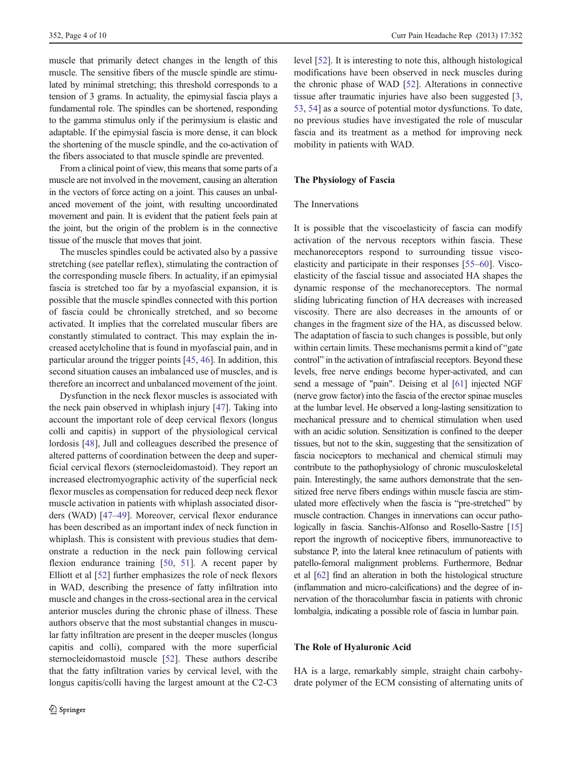muscle that primarily detect changes in the length of this muscle. The sensitive fibers of the muscle spindle are stimulated by minimal stretching; this threshold corresponds to a tension of 3 grams. In actuality, the epimysial fascia plays a fundamental role. The spindles can be shortened, responding to the gamma stimulus only if the perimysium is elastic and adaptable. If the epimysial fascia is more dense, it can block the shortening of the muscle spindle, and the co-activation of the fibers associated to that muscle spindle are prevented.

From a clinical point of view, this means that some parts of a muscle are not involved in the movement, causing an alteration in the vectors of force acting on a joint. This causes an unbalanced movement of the joint, with resulting uncoordinated movement and pain. It is evident that the patient feels pain at the joint, but the origin of the problem is in the connective tissue of the muscle that moves that joint.

The muscles spindles could be activated also by a passive stretching (see patellar reflex), stimulating the contraction of the corresponding muscle fibers. In actuality, if an epimysial fascia is stretched too far by a myofascial expansion, it is possible that the muscle spindles connected with this portion of fascia could be chronically stretched, and so become activated. It implies that the correlated muscular fibers are constantly stimulated to contract. This may explain the increased acetylcholine that is found in myofascial pain, and in particular around the trigger points [45, 46]. In addition, this second situation causes an imbalanced use of muscles, and is therefore an incorrect and unbalanced movement of the joint.

Dysfunction in the neck flexor muscles is associated with the neck pain observed in whiplash injury [47]. Taking into account the important role of deep cervical flexors (longus colli and capitis) in support of the physiological cervical lordosis [48], Jull and colleagues described the presence of altered patterns of coordination between the deep and superficial cervical flexors (sternocleidomastoid). They report an increased electromyographic activity of the superficial neck flexor muscles as compensation for reduced deep neck flexor muscle activation in patients with whiplash associated disorders (WAD) [47–49]. Moreover, cervical flexor endurance has been described as an important index of neck function in whiplash. This is consistent with previous studies that demonstrate a reduction in the neck pain following cervical flexion endurance training [50, 51]. A recent paper by Elliott et al [52] further emphasizes the role of neck flexors in WAD, describing the presence of fatty infiltration into muscle and changes in the cross-sectional area in the cervical anterior muscles during the chronic phase of illness. These authors observe that the most substantial changes in muscular fatty infiltration are present in the deeper muscles (longus capitis and colli), compared with the more superficial sternocleidomastoid muscle [52]. These authors describe that the fatty infiltration varies by cervical level, with the longus capitis/colli having the largest amount at the C2-C3 level [52]. It is interesting to note this, although histological modifications have been observed in neck muscles during the chronic phase of WAD [52]. Alterations in connective tissue after traumatic injuries have also been suggested [3, 53, 54] as a source of potential motor dysfunctions. To date, no previous studies have investigated the role of muscular fascia and its treatment as a method for improving neck mobility in patients with WAD.

## The Physiology of Fascia

### The Innervations

It is possible that the viscoelasticity of fascia can modify activation of the nervous receptors within fascia. These mechanoreceptors respond to surrounding tissue viscoelasticity and participate in their responses [55–60]. Viscoelasticity of the fascial tissue and associated HA shapes the dynamic response of the mechanoreceptors. The normal sliding lubricating function of HA decreases with increased viscosity. There are also decreases in the amounts of or changes in the fragment size of the HA, as discussed below. The adaptation of fascia to such changes is possible, but only within certain limits. These mechanisms permit a kind of "gate control" in the activation of intrafascial receptors. Beyond these levels, free nerve endings become hyper-activated, and can send a message of "pain". Deising et al [61] injected NGF (nerve grow factor) into the fascia of the erector spinae muscles at the lumbar level. He observed a long-lasting sensitization to mechanical pressure and to chemical stimulation when used with an acidic solution. Sensitization is confined to the deeper tissues, but not to the skin, suggesting that the sensitization of fascia nociceptors to mechanical and chemical stimuli may contribute to the pathophysiology of chronic musculoskeletal pain. Interestingly, the same authors demonstrate that the sensitized free nerve fibers endings within muscle fascia are stimulated more effectively when the fascia is "pre-stretched" by muscle contraction. Changes in innervations can occur pathologically in fascia. Sanchis-Alfonso and Rosello-Sastre [15] report the ingrowth of nociceptive fibers, immunoreactive to substance P, into the lateral knee retinaculum of patients with patello-femoral malignment problems. Furthermore, Bednar et al [62] find an alteration in both the histological structure (inflammation and micro-calcifications) and the degree of innervation of the thoracolumbar fascia in patients with chronic lombalgia, indicating a possible role of fascia in lumbar pain.

## The Role of Hyaluronic Acid

HA is a large, remarkably simple, straight chain carbohydrate polymer of the ECM consisting of alternating units of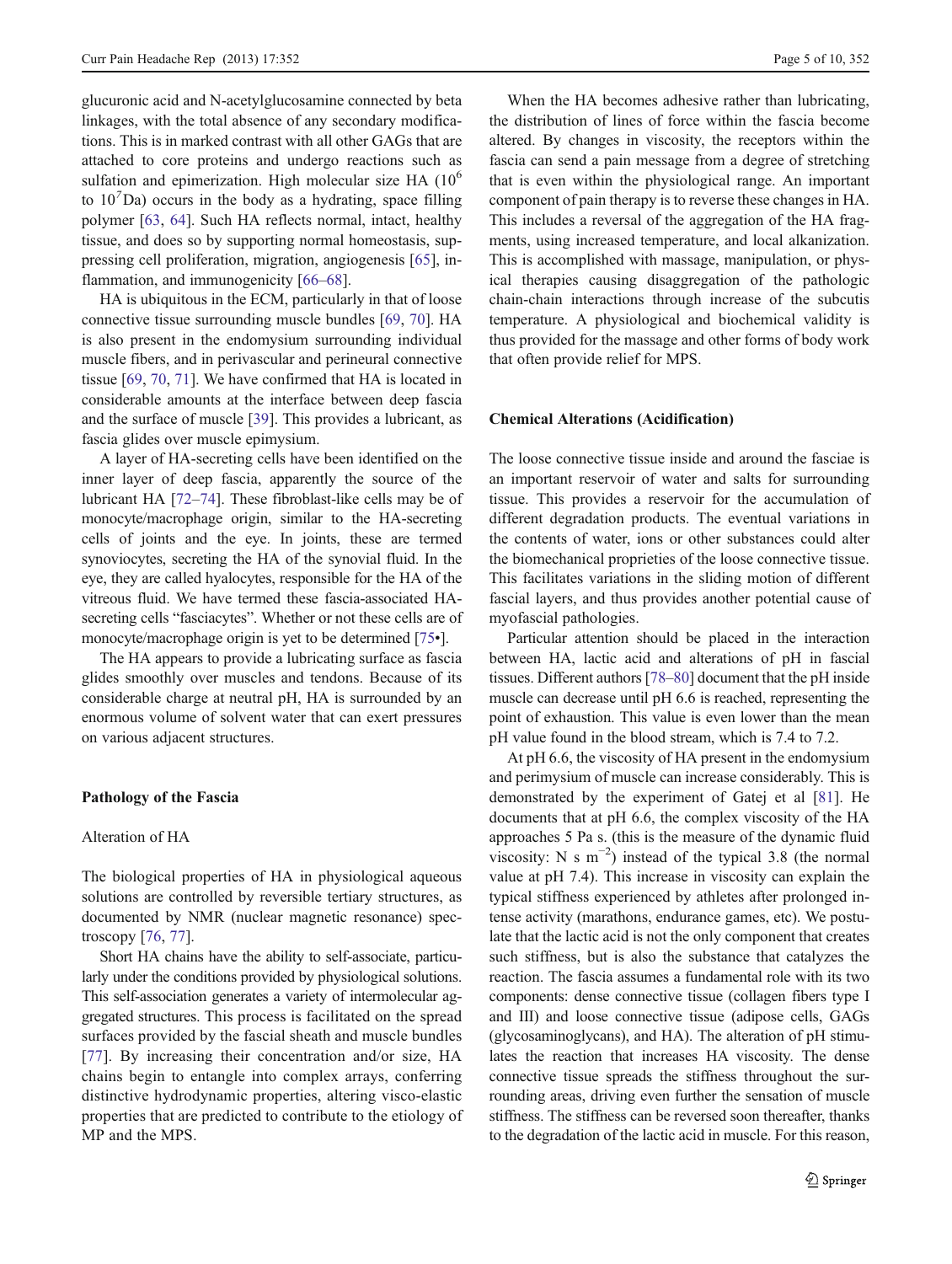glucuronic acid and N-acetylglucosamine connected by beta linkages, with the total absence of any secondary modifications. This is in marked contrast with all other GAGs that are attached to core proteins and undergo reactions such as sulfation and epimerization. High molecular size HA ($10^6$ to $10^7$Da) occurs in the body as a hydrating, space filling polymer [63, 64]. Such HA reflects normal, intact, healthy tissue, and does so by supporting normal homeostasis, suppressing cell proliferation, migration, angiogenesis [65], inflammation, and immunogenicity [66–68].

HA is ubiquitous in the ECM, particularly in that of loose connective tissue surrounding muscle bundles [69, 70]. HA is also present in the endomysium surrounding individual muscle fibers, and in perivascular and perineural connective tissue [69, 70, 71]. We have confirmed that HA is located in considerable amounts at the interface between deep fascia and the surface of muscle [39]. This provides a lubricant, as fascia glides over muscle epimysium.

A layer of HA-secreting cells have been identified on the inner layer of deep fascia, apparently the source of the lubricant HA [72–74]. These fibroblast-like cells may be of monocyte/macrophage origin, similar to the HA-secreting cells of joints and the eye. In joints, these are termed synoviocytes, secreting the HA of the synovial fluid. In the eye, they are called hyalocytes, responsible for the HA of the vitreous fluid. We have termed these fascia-associated HA-secreting cells "fasciacytes". Whether or not these cells are of monocyte/macrophage origin is yet to be determined [75•].

The HA appears to provide a lubricating surface as fascia glides smoothly over muscles and tendons. Because of its considerable charge at neutral pH, HA is surrounded by an enormous volume of solvent water that can exert pressures on various adjacent structures.

## Pathology of the Fascia

### Alteration of HA

The biological properties of HA in physiological aqueous solutions are controlled by reversible tertiary structures, as documented by NMR (nuclear magnetic resonance) spectroscopy [76, 77].

Short HA chains have the ability to self-associate, particularly under the conditions provided by physiological solutions. This self-association generates a variety of intermolecular aggregated structures. This process is facilitated on the spread surfaces provided by the fascial sheath and muscle bundles [77]. By increasing their concentration and/or size, HA chains begin to entangle into complex arrays, conferring distinctive hydrodynamic properties, altering visco-elastic properties that are predicted to contribute to the etiology of MP and the MPS.

When the HA becomes adhesive rather than lubricating, the distribution of lines of force within the fascia become altered. By changes in viscosity, the receptors within the fascia can send a pain message from a degree of stretching that is even within the physiological range. An important component of pain therapy is to reverse these changes in HA. This includes a reversal of the aggregation of the HA fragments, using increased temperature, and local alkanization. This is accomplished with massage, manipulation, or physical therapies causing disaggregation of the pathologic chain-chain interactions through increase of the subcutis temperature. A physiological and biochemical validity is thus provided for the massage and other forms of body work that often provide relief for MPS.

## Chemical Alterations (Acidification)

The loose connective tissue inside and around the fasciae is an important reservoir of water and salts for surrounding tissue. This provides a reservoir for the accumulation of different degradation products. The eventual variations in the contents of water, ions or other substances could alter the biomechanical proprieties of the loose connective tissue. This facilitates variations in the sliding motion of different fascial layers, and thus provides another potential cause of myofascial pathologies.

Particular attention should be placed in the interaction between HA, lactic acid and alterations of pH in fascial tissues. Different authors [78–80] document that the pH inside muscle can decrease until pH 6.6 is reached, representing the point of exhaustion. This value is even lower than the mean pH value found in the blood stream, which is 7.4 to 7.2.

At pH 6.6, the viscosity of HA present in the endomysium and perimysium of muscle can increase considerably. This is demonstrated by the experiment of Gatej et al [81]. He documents that at pH 6.6, the complex viscosity of the HA approaches 5 Pa s. (this is the measure of the dynamic fluid viscosity: N s $m^{-2}$) instead of the typical 3.8 (the normal value at pH 7.4). This increase in viscosity can explain the typical stiffness experienced by athletes after prolonged intense activity (marathons, endurance games, etc). We postulate that the lactic acid is not the only component that creates such stiffness, but is also the substance that catalyzes the reaction. The fascia assumes a fundamental role with its two components: dense connective tissue (collagen fibers type I and III) and loose connective tissue (adipose cells, GAGs (glycosaminoglycans), and HA). The alteration of pH stimulates the reaction that increases HA viscosity. The dense connective tissue spreads the stiffness throughout the surrounding areas, driving even further the sensation of muscle stiffness. The stiffness can be reversed soon thereafter, thanks to the degradation of the lactic acid in muscle. For this reason,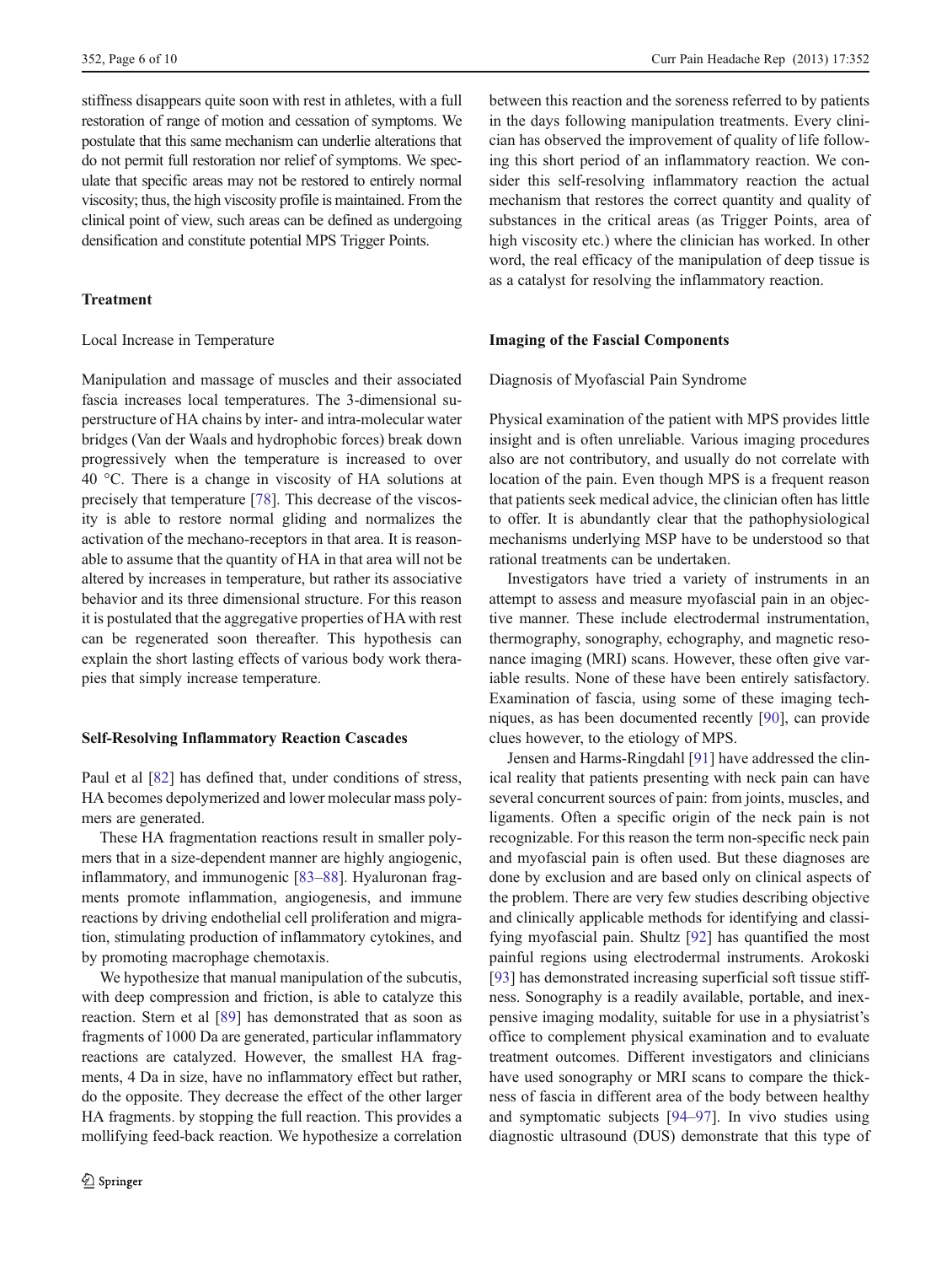stiffness disappears quite soon with rest in athletes, with a full restoration of range of motion and cessation of symptoms. We postulate that this same mechanism can underlie alterations that do not permit full restoration nor relief of symptoms. We speculate that specific areas may not be restored to entirely normal viscosity; thus, the high viscosity profile is maintained. From the clinical point of view, such areas can be defined as undergoing densification and constitute potential MPS Trigger Points.

## Treatment

### Local Increase in Temperature

Manipulation and massage of muscles and their associated fascia increases local temperatures. The 3-dimensional superstructure of HA chains by inter- and intra-molecular water bridges (Van der Waals and hydrophobic forces) break down progressively when the temperature is increased to over 40 °C. There is a change in viscosity of HA solutions at precisely that temperature [78]. This decrease of the viscosity is able to restore normal gliding and normalizes the activation of the mechano-receptors in that area. It is reasonable to assume that the quantity of HA in that area will not be altered by increases in temperature, but rather its associative behavior and its three dimensional structure. For this reason it is postulated that the aggregative properties of HA with rest can be regenerated soon thereafter. This hypothesis can explain the short lasting effects of various body work therapies that simply increase temperature.

## Self-Resolving Inflammatory Reaction Cascades

Paul et al [82] has defined that, under conditions of stress, HA becomes depolymerized and lower molecular mass polymers are generated.

These HA fragmentation reactions result in smaller polymers that in a size-dependent manner are highly angiogenic, inflammatory, and immunogenic [83–88]. Hyaluronan fragments promote inflammation, angiogenesis, and immune reactions by driving endothelial cell proliferation and migration, stimulating production of inflammatory cytokines, and by promoting macrophage chemotaxis.

We hypothesize that manual manipulation of the subcutis, with deep compression and friction, is able to catalyze this reaction. Stern et al [89] has demonstrated that as soon as fragments of 1000 Da are generated, particular inflammatory reactions are catalyzed. However, the smallest HA fragments, 4 Da in size, have no inflammatory effect but rather, do the opposite. They decrease the effect of the other larger HA fragments. by stopping the full reaction. This provides a mollifying feed-back reaction. We hypothesize a correlation between this reaction and the soreness referred to by patients in the days following manipulation treatments. Every clinician has observed the improvement of quality of life following this short period of an inflammatory reaction. We consider this self-resolving inflammatory reaction the actual mechanism that restores the correct quantity and quality of substances in the critical areas (as Trigger Points, area of high viscosity etc.) where the clinician has worked. In other word, the real efficacy of the manipulation of deep tissue is as a catalyst for resolving the inflammatory reaction.

## Imaging of the Fascial Components

### Diagnosis of Myofascial Pain Syndrome

Physical examination of the patient with MPS provides little insight and is often unreliable. Various imaging procedures also are not contributory, and usually do not correlate with location of the pain. Even though MPS is a frequent reason that patients seek medical advice, the clinician often has little to offer. It is abundantly clear that the pathophysiological mechanisms underlying MSP have to be understood so that rational treatments can be undertaken.

Investigators have tried a variety of instruments in an attempt to assess and measure myofascial pain in an objective manner. These include electrodermal instrumentation, thermography, sonography, echography, and magnetic resonance imaging (MRI) scans. However, these often give variable results. None of these have been entirely satisfactory. Examination of fascia, using some of these imaging techniques, as has been documented recently [90], can provide clues however, to the etiology of MPS.

Jensen and Harms-Ringdahl [91] have addressed the clinical reality that patients presenting with neck pain can have several concurrent sources of pain: from joints, muscles, and ligaments. Often a specific origin of the neck pain is not recognizable. For this reason the term non-specific neck pain and myofascial pain is often used. But these diagnoses are done by exclusion and are based only on clinical aspects of the problem. There are very few studies describing objective and clinically applicable methods for identifying and classifying myofascial pain. Shultz [92] has quantified the most painful regions using electrodermal instruments. Arokoski [93] has demonstrated increasing superficial soft tissue stiffness. Sonography is a readily available, portable, and inexpensive imaging modality, suitable for use in a physiatrist's office to complement physical examination and to evaluate treatment outcomes. Different investigators and clinicians have used sonography or MRI scans to compare the thickness of fascia in different area of the body between healthy and symptomatic subjects [94–97]. In vivo studies using diagnostic ultrasound (DUS) demonstrate that this type of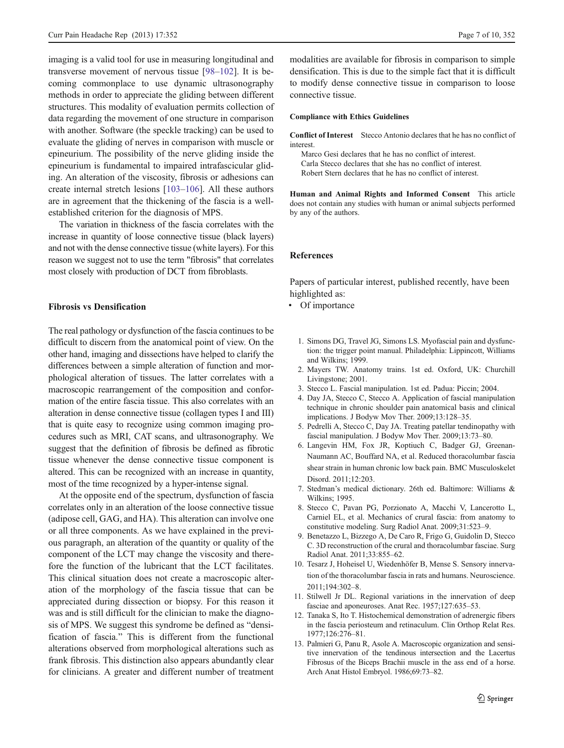imaging is a valid tool for use in measuring longitudinal and transverse movement of nervous tissue [98–102]. It is becoming commonplace to use dynamic ultrasonography methods in order to appreciate the gliding between different structures. This modality of evaluation permits collection of data regarding the movement of one structure in comparison with another. Software (the speckle tracking) can be used to evaluate the gliding of nerves in comparison with muscle or epineurium. The possibility of the nerve gliding inside the epineurium is fundamental to impaired intrafascicular gliding. An alteration of the viscosity, fibrosis or adhesions can create internal stretch lesions [103–106]. All these authors are in agreement that the thickening of the fascia is a well-established criterion for the diagnosis of MPS.

The variation in thickness of the fascia correlates with the increase in quantity of loose connective tissue (black layers) and not with the dense connective tissue (white layers). For this reason we suggest not to use the term "fibrosis" that correlates most closely with production of DCT from fibroblasts.

## Fibrosis vs Densification

The real pathology or dysfunction of the fascia continues to be difficult to discern from the anatomical point of view. On the other hand, imaging and dissections have helped to clarify the differences between a simple alteration of function and morphological alteration of tissues. The latter correlates with a macroscopic rearrangement of the composition and conformation of the entire fascia tissue. This also correlates with an alteration in dense connective tissue (collagen types I and III) that is quite easy to recognize using common imaging procedures such as MRI, CAT scans, and ultrasonography. We suggest that the definition of fibrosis be defined as fibrotic tissue whenever the dense connective tissue component is altered. This can be recognized with an increase in quantity, most of the time recognized by a hyper-intense signal.

At the opposite end of the spectrum, dysfunction of fascia correlates only in an alteration of the loose connective tissue (adipose cell, GAG, and HA). This alteration can involve one or all three components. As we have explained in the previous paragraph, an alteration of the quantity or quality of the component of the LCT may change the viscosity and therefore the function of the lubricant that the LCT facilitates. This clinical situation does not create a macroscopic alteration of the morphology of the fascia tissue that can be appreciated during dissection or biopsy. For this reason it was and is still difficult for the clinician to make the diagnosis of MPS. We suggest this syndrome be defined as "densification of fascia." This is different from the functional alterations observed from morphological alterations such as frank fibrosis. This distinction also appears abundantly clear for clinicians. A greater and different number of treatment modalities are available for fibrosis in comparison to simple densification. This is due to the simple fact that it is difficult to modify dense connective tissue in comparison to loose connective tissue.

**Compliance with Ethics Guidelines**

**Conflict of Interest** Stecco Antonio declares that he has no conflict of interest.

Marco Gesi declares that he has no conflict of interest.

Carla Stecco declares that she has no conflict of interest.

Robert Stern declares that he has no conflict of interest.

**Human and Animal Rights and Informed Consent** This article does not contain any studies with human or animal subjects performed by any of the authors.

## References

Papers of particular interest, published recently, have been highlighted as:

- Of importance

1. Simons DG, Travel JG, Simons LS. Myofascial pain and dysfunction: the trigger point manual. Philadelphia: Lippincott, Williams and Wilkins; 1999.
2. Mayers TW. Anatomy trains. 1st ed. Oxford, UK: Churchill Livingstone; 2001.
3. Stecco L. Fascial manipulation. 1st ed. Padua: Piccin; 2004.
4. Day JA, Stecco C, Stecco A. Application of fascial manipulation technique in chronic shoulder pain anatomical basis and clinical implications. J Bodyw Mov Ther. 2009;13:128–35.
5. Pedrelli A, Stecco C, Day JA. Treating patellar tendinopathy with fascial manipulation. J Bodyw Mov Ther. 2009;13:73–80.
6. Langevin HM, Fox JR, Koptiuch C, Badger GJ, Greenan-Naumann AC, Bouffard NA, et al. Reduced thoracolumbar fascia shear strain in human chronic low back pain. BMC Musculoskelet Disord. 2011;12:203.
7. Stedman's medical dictionary. 26th ed. Baltimore: Williams & Wilkins; 1995.
8. Stecco C, Pavan PG, Porzionato A, Macchi V, Lancerotto L, Carniel EL, et al. Mechanics of crural fascia: from anatomy to constitutive modeling. Surg Radiol Anat. 2009;31:523–9.
9. Benetazzo L, Bizzego A, De Caro R, Frigo G, Guidolin D, Stecco C. 3D reconstruction of the crural and thoracolumbar fasciae. Surg Radiol Anat. 2011;33:855–62.
10. Tesarz J, Hoheisel U, Wiedenhöfer B, Mense S. Sensory innervation of the thoracolumbar fascia in rats and humans. Neuroscience. 2011;194:302–8.
11. Stilwell Jr DL. Regional variations in the innervation of deep fasciae and aponeuroses. Anat Rec. 1957;127:635–53.
12. Tanaka S, Ito T. Histochemical demonstration of adrenergic fibers in the fascia periosteum and retinaculum. Clin Orthop Relat Res. 1977;126:276–81.
13. Palmieri G, Panu R, Asole A. Macroscopic organization and sensitive innervation of the tendinous intersection and the Lacertus Fibrosus of the Biceps Brachii muscle in the ass end of a horse. Arch Anat Histol Embryol. 1986;69:73–82.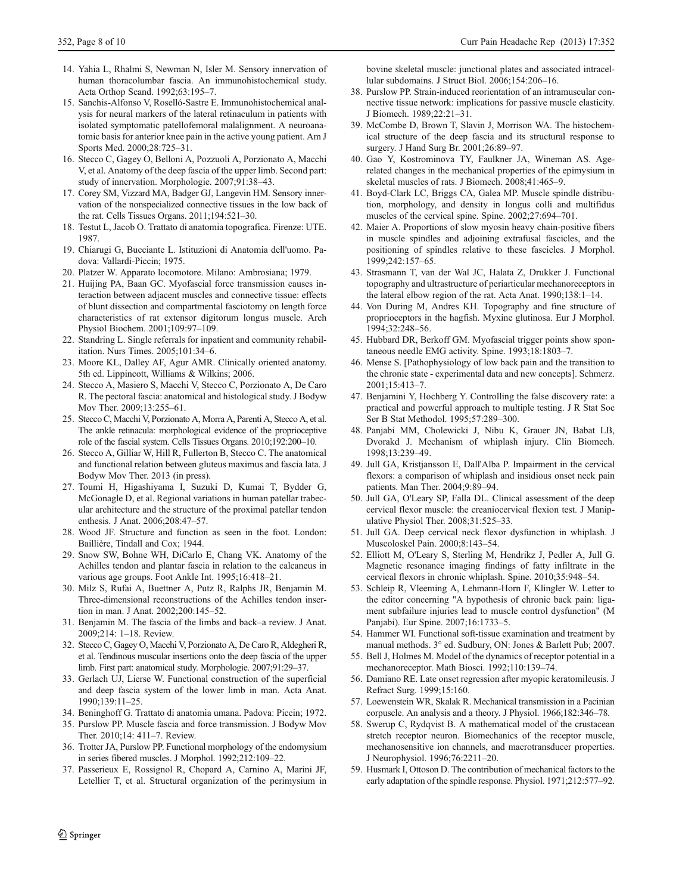14. Yahia L, Rhalmi S, Newman N, Isler M. Sensory innervation of human thoracolumbar fascia. An immunohistochemical study. Acta Orthop Scand. 1992;63:195–7.
15. Sanchis-Alfonso V, Roselló-Sastre E. Immunohistochemical analysis for neural markers of the lateral retinaculum in patients with isolated symptomatic patellofemoral malalignment. A neuroanatomic basis for anterior knee pain in the active young patient. Am J Sports Med. 2000;28:725–31.
16. Stecco C, Gagey O, Belloni A, Pozzuoli A, Porzionato A, Macchi V, et al. Anatomy of the deep fascia of the upper limb. Second part: study of innervation. Morphologie. 2007;91:38–43.
17. Corey SM, Vizzard MA, Badger GJ, Langevin HM. Sensory innervation of the nonspecialized connective tissues in the low back of the rat. Cells Tissues Organs. 2011;194:521–30.
18. Testut L, Jacob O. Trattato di anatomia topografica. Firenze: UTE. 1987.
19. Chiarugi G, Bucciante L. Istituzioni di Anatomia dell'uomo. Padova: Vallardi-Piccin; 1975.
20. Platzer W. Apparato locomotore. Milano: Ambrosiana; 1979.
21. Huijing PA, Baan GC. Myofascial force transmission causes interaction between adjacent muscles and connective tissue: effects of blunt dissection and compartmental fasciotomy on length force characteristics of rat extensor digitorum longus muscle. Arch Physiol Biochem. 2001;109:97–109.
22. Standring L. Single referrals for inpatient and community rehabilitation. Nurs Times. 2005;101:34–6.
23. Moore KL, Dalley AF, Agur AMR. Clinically oriented anatomy. 5th ed. Lippincott, Williams & Wilkins; 2006.
24. Stecco A, Masiero S, Macchi V, Stecco C, Porzionato A, De Caro R. The pectoral fascia: anatomical and histological study. J Bodyw Mov Ther. 2009;13:255–61.
25. Stecco C, Macchi V, Porzionato A, Morra A, Parenti A, Stecco A, et al. The ankle retinacula: morphological evidence of the proprioceptive role of the fascial system. Cells Tissues Organs. 2010;192:200–10.
26. Stecco A, Gilliar W, Hill R, Fullerton B, Stecco C. The anatomical and functional relation between gluteus maximus and fascia lata. J Bodyw Mov Ther. 2013 (in press).
27. Toumi H, Higashiyama I, Suzuki D, Kumai T, Bydder G, McGonagle D, et al. Regional variations in human patellar trabecular architecture and the structure of the proximal patellar tendon enthesis. J Anat. 2006;208:47–57.
28. Wood JF. Structure and function as seen in the foot. London: Baillière, Tindall and Cox; 1944.
29. Snow SW, Bohne WH, DiCarlo E, Chang VK. Anatomy of the Achilles tendon and plantar fascia in relation to the calcaneus in various age groups. Foot Ankle Int. 1995;16:418–21.
30. Milz S, Rufai A, Buettner A, Putz R, Ralphs JR, Benjamin M. Three-dimensional reconstructions of the Achilles tendon insertion in man. J Anat. 2002;200:145–52.
31. Benjamin M. The fascia of the limbs and back–a review. J Anat. 2009;214: 1–18. Review.
32. Stecco C, Gagey O, Macchi V, Porzionato A, De Caro R, Aldegheri R, et al. Tendinous muscular insertions onto the deep fascia of the upper limb. First part: anatomical study. Morphologie. 2007;91:29–37.
33. Gerlach UJ, Lierse W. Functional construction of the superficial and deep fascia system of the lower limb in man. Acta Anat. 1990;139:11–25.
34. Beninghoff G. Trattato di anatomia umana. Padova: Piccin; 1972.
35. Purslow PP. Muscle fascia and force transmission. J Bodyw Mov Ther. 2010;14: 411–7. Review.
36. Trotter JA, Purslow PP. Functional morphology of the endomysium in series fibered muscles. J Morphol. 1992;212:109–22.
37. Passerieux E, Rossignol R, Chopard A, Carnino A, Marini JF, Letellier T, et al. Structural organization of the perimysium in bovine skeletal muscle: junctional plates and associated intracellular subdomains. J Struct Biol. 2006;154:206–16.
38. Purslow PP. Strain-induced reorientation of an intramuscular connective tissue network: implications for passive muscle elasticity. J Biomech. 1989;22:21–31.
39. McCombe D, Brown T, Slavin J, Morrison WA. The histochemical structure of the deep fascia and its structural response to surgery. J Hand Surg Br. 2001;26:89–97.
40. Gao Y, Kostrominova TY, Faulkner JA, Wineman AS. Age-related changes in the mechanical properties of the epimysium in skeletal muscles of rats. J Biomech. 2008;41:465–9.
41. Boyd-Clark LC, Briggs CA, Galea MP. Muscle spindle distribution, morphology, and density in longus colli and multifidus muscles of the cervical spine. Spine. 2002;27:694–701.
42. Maier A. Proportions of slow myosin heavy chain-positive fibers in muscle spindles and adjoining extrafusal fascicles, and the positioning of spindles relative to these fascicles. J Morphol. 1999;242:157–65.
43. Strasmann T, van der Wal JC, Halata Z, Drukker J. Functional topography and ultrastructure of periarticular mechanoreceptors in the lateral elbow region of the rat. Acta Anat. 1990;138:1–14.
44. Von During M, Andres KH. Topography and fine structure of proprioceptors in the hagfish. Myxine glutinosa. Eur J Morphol. 1994;32:248–56.
45. Hubbard DR, Berkoff GM. Myofascial trigger points show spontaneous needle EMG activity. Spine. 1993;18:1803–7.
46. Mense S. [Pathophysiology of low back pain and the transition to the chronic state - experimental data and new concepts]. Schmerz. 2001;15:413–7.
47. Benjamini Y, Hochberg Y. Controlling the false discovery rate: a practical and powerful approach to multiple testing. J R Stat Soc Ser B Stat Methodol. 1995;57:289–300.
48. Panjabi MM, Cholewicki J, Nibu K, Grauer JN, Babat LB, Dvorakd J. Mechanism of whiplash injury. Clin Biomech. 1998;13:239–49.
49. Jull GA, Kristjansson E, Dall'Alba P. Impairment in the cervical flexors: a comparison of whiplash and insidious onset neck pain patients. Man Ther. 2004;9:89–94.
50. Jull GA, O'Leary SP, Falla DL. Clinical assessment of the deep cervical flexor muscle: the creaniocervical flexion test. J Manipulative Physiol Ther. 2008;31:525–33.
51. Jull GA. Deep cervical neck flexor dysfunction in whiplash. J Muscoloskel Pain. 2000;8:143–54.
52. Elliott M, O'Leary S, Sterling M, Hendrikz J, Pedler A, Jull G. Magnetic resonance imaging findings of fatty infiltrate in the cervical flexors in chronic whiplash. Spine. 2010;35:948–54.
53. Schleip R, Vleeming A, Lehmann-Horn F, Klingler W. Letter to the editor concerning "A hypothesis of chronic back pain: ligament subfailure injuries lead to muscle control dysfunction" (M Panjabi). Eur Spine. 2007;16:1733–5.
54. Hammer WI. Functional soft-tissue examination and treatment by manual methods. 3° ed. Sudbury, ON: Jones & Barlett Pub; 2007.
55. Bell J, Holmes M. Model of the dynamics of receptor potential in a mechanoreceptor. Math Biosci. 1992;110:139–74.
56. Damiano RE. Late onset regression after myopic keratomileusis. J Refract Surg. 1999;15:160.
57. Loewenstein WR, Skalak R. Mechanical transmission in a Pacinian corpuscle. An analysis and a theory. J Physiol. 1966;182:346–78.
58. Swerup C, Rydqvist B. A mathematical model of the crustacean stretch receptor neuron. Biomechanics of the receptor muscle, mechanosensitive ion channels, and macrotransducer properties. J Neurophysiol. 1996;76:2211–20.
59. Husmark I, Ottoson D. The contribution of mechanical factors to the early adaptation of the spindle response. Physiol. 1971;212:577–92.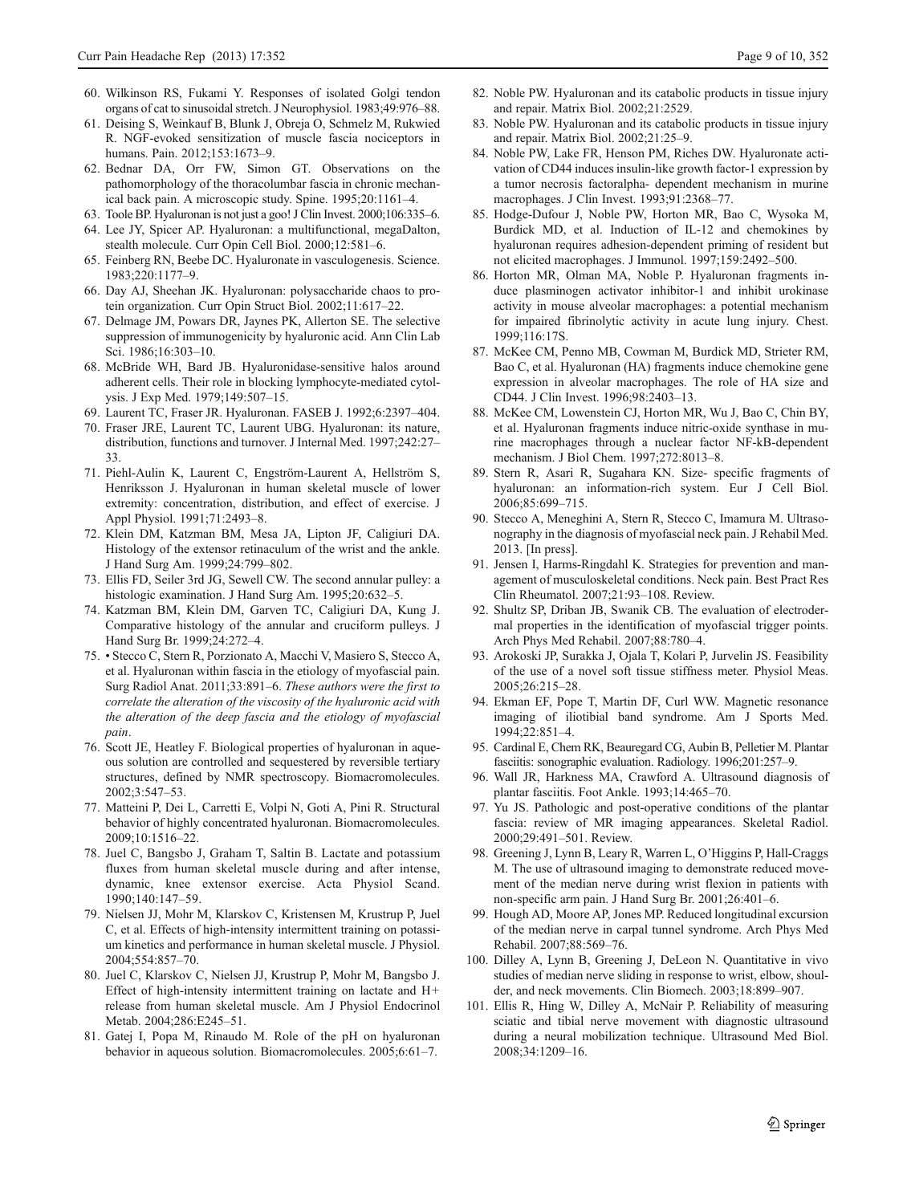60. Wilkinson RS, Fukami Y. Responses of isolated Golgi tendon organs of cat to sinusoidal stretch. J Neurophysiol. 1983;49:976–88.
61. Deising S, Weinkauf B, Blunk J, Obreja O, Schmelz M, Rukwied R. NGF-evoked sensitization of muscle fascia nociceptors in humans. Pain. 2012;153:1673–9.
62. Bednar DA, Orr FW, Simon GT. Observations on the pathomorphology of the thoracolumbar fascia in chronic mechanical back pain. A microscopic study. Spine. 1995;20:1161–4.
63. Toole BP. Hyaluronan is not just a goo! J Clin Invest. 2000;106:335–6.
64. Lee JY, Spicer AP. Hyaluronan: a multifunctional, megaDalton, stealth molecule. Curr Opin Cell Biol. 2000;12:581–6.
65. Feinberg RN, Beebe DC. Hyaluronate in vasculogenesis. Science. 1983;220:1177–9.
66. Day AJ, Sheehan JK. Hyaluronan: polysaccharide chaos to protein organization. Curr Opin Struct Biol. 2002;11:617–22.
67. Delmage JM, Powars DR, Jaynes PK, Allerton SE. The selective suppression of immunogenicity by hyaluronic acid. Ann Clin Lab Sci. 1986;16:303–10.
68. McBride WH, Bard JB. Hyaluronidase-sensitive halos around adherent cells. Their role in blocking lymphocyte-mediated cytolysis. J Exp Med. 1979;149:507–15.
69. Laurent TC, Fraser JR. Hyaluronan. FASEB J. 1992;6:2397–404.
70. Fraser JRE, Laurent TC, Laurent UBG. Hyaluronan: its nature, distribution, functions and turnover. J Internal Med. 1997;242:27–33.
71. Piehl-Aulin K, Laurent C, Engström-Laurent A, Hellström S, Henriksson J. Hyaluronan in human skeletal muscle of lower extremity: concentration, distribution, and effect of exercise. J Appl Physiol. 1991;71:2493–8.
72. Klein DM, Katzman BM, Mesa JA, Lipton JF, Caligiuri DA. Histology of the extensor retinaculum of the wrist and the ankle. J Hand Surg Am. 1999;24:799–802.
73. Ellis FD, Seiler 3rd JG, Sewell CW. The second annular pulley: a histologic examination. J Hand Surg Am. 1995;20:632–5.
74. Katzman BM, Klein DM, Garven TC, Caligiuri DA, Kung J. Comparative histology of the annular and cruciform pulleys. J Hand Surg Br. 1999;24:272–4.
75. • Stecco C, Stern R, Porzionato A, Macchi V, Masiero S, Stecco A, et al. Hyaluronan within fascia in the etiology of myofascial pain. Surg Radiol Anat. 2011;33:891–6. *These authors were the first to correlate the alteration of the viscosity of the hyaluronic acid with the alteration of the deep fascia and the etiology of myofascial pain*.
76. Scott JE, Heatley F. Biological properties of hyaluronan in aqueous solution are controlled and sequestered by reversible tertiary structures, defined by NMR spectroscopy. Biomacromolecules. 2002;3:547–53.
77. Matteini P, Dei L, Carretti E, Volpi N, Goti A, Pini R. Structural behavior of highly concentrated hyaluronan. Biomacromolecules. 2009;10:1516–22.
78. Juel C, Bangsbo J, Graham T, Saltin B. Lactate and potassium fluxes from human skeletal muscle during and after intense, dynamic, knee extensor exercise. Acta Physiol Scand. 1990;140:147–59.
79. Nielsen JJ, Mohr M, Klarskov C, Kristensen M, Krustrup P, Juel C, et al. Effects of high-intensity intermittent training on potassium kinetics and performance in human skeletal muscle. J Physiol. 2004;554:857–70.
80. Juel C, Klarskov C, Nielsen JJ, Krustrup P, Mohr M, Bangsbo J. Effect of high-intensity intermittent training on lactate and H+ release from human skeletal muscle. Am J Physiol Endocrinol Metab. 2004;286:E245–51.
81. Gatej I, Popa M, Rinaudo M. Role of the pH on hyaluronan behavior in aqueous solution. Biomacromolecules. 2005;6:61–7.
82. Noble PW. Hyaluronan and its catabolic products in tissue injury and repair. Matrix Biol. 2002;21:2529.
83. Noble PW. Hyaluronan and its catabolic products in tissue injury and repair. Matrix Biol. 2002;21:25–9.
84. Noble PW, Lake FR, Henson PM, Riches DW. Hyaluronate activation of CD44 induces insulin-like growth factor-1 expression by a tumor necrosis factoralpha- dependent mechanism in murine macrophages. J Clin Invest. 1993;91:2368–77.
85. Hodge-Dufour J, Noble PW, Horton MR, Bao C, Wysoka M, Burdick MD, et al. Induction of IL-12 and chemokines by hyaluronan requires adhesion-dependent priming of resident but not elicited macrophages. J Immunol. 1997;159:2492–500.
86. Horton MR, Olman MA, Noble P. Hyaluronan fragments induce plasminogen activator inhibitor-1 and inhibit urokinase activity in mouse alveolar macrophages: a potential mechanism for impaired fibrinolytic activity in acute lung injury. Chest. 1999;116:17S.
87. McKee CM, Penno MB, Cowman M, Burdick MD, Strieter RM, Bao C, et al. Hyaluronan (HA) fragments induce chemokine gene expression in alveolar macrophages. The role of HA size and CD44. J Clin Invest. 1996;98:2403–13.
88. McKee CM, Lowenstein CJ, Horton MR, Wu J, Bao C, Chin BY, et al. Hyaluronan fragments induce nitric-oxide synthase in murine macrophages through a nuclear factor NF-kB-dependent mechanism. J Biol Chem. 1997;272:8013–8.
89. Stern R, Asari R, Sugahara KN. Size- specific fragments of hyaluronan: an information-rich system. Eur J Cell Biol. 2006;85:699–715.
90. Stecco A, Meneghini A, Stern R, Stecco C, Imamura M. Ultrasonography in the diagnosis of myofascial neck pain. J Rehabil Med. 2013. [In press].
91. Jensen I, Harms-Ringdahl K. Strategies for prevention and management of musculoskeletal conditions. Neck pain. Best Pract Res Clin Rheumatol. 2007;21:93–108. Review.
92. Shultz SP, Driban JB, Swanik CB. The evaluation of electrodermal properties in the identification of myofascial trigger points. Arch Phys Med Rehabil. 2007;88:780–4.
93. Arokoski JP, Surakka J, Ojala T, Kolari P, Jurvelin JS. Feasibility of the use of a novel soft tissue stiffness meter. Physiol Meas. 2005;26:215–28.
94. Ekman EF, Pope T, Martin DF, Curl WW. Magnetic resonance imaging of iliotibial band syndrome. Am J Sports Med. 1994;22:851–4.
95. Cardinal E, Chem RK, Beauregard CG, Aubin B, Pelletier M. Plantar fasciitis: sonographic evaluation. Radiology. 1996;201:257–9.
96. Wall JR, Harkness MA, Crawford A. Ultrasound diagnosis of plantar fasciitis. Foot Ankle. 1993;14:465–70.
97. Yu JS. Pathologic and post-operative conditions of the plantar fascia: review of MR imaging appearances. Skeletal Radiol. 2000;29:491–501. Review.
98. Greening J, Lynn B, Leary R, Warren L, O'Higgins P, Hall-Craggs M. The use of ultrasound imaging to demonstrate reduced movement of the median nerve during wrist flexion in patients with non-specific arm pain. J Hand Surg Br. 2001;26:401–6.
99. Hough AD, Moore AP, Jones MP. Reduced longitudinal excursion of the median nerve in carpal tunnel syndrome. Arch Phys Med Rehabil. 2007;88:569–76.
100. Dilley A, Lynn B, Greening J, DeLeon N. Quantitative in vivo studies of median nerve sliding in response to wrist, elbow, shoulder, and neck movements. Clin Biomech. 2003;18:899–907.
101. Ellis R, Hing W, Dilley A, McNair P. Reliability of measuring sciatic and tibial nerve movement with diagnostic ultrasound during a neural mobilization technique. Ultrasound Med Biol. 2008;34:1209–16.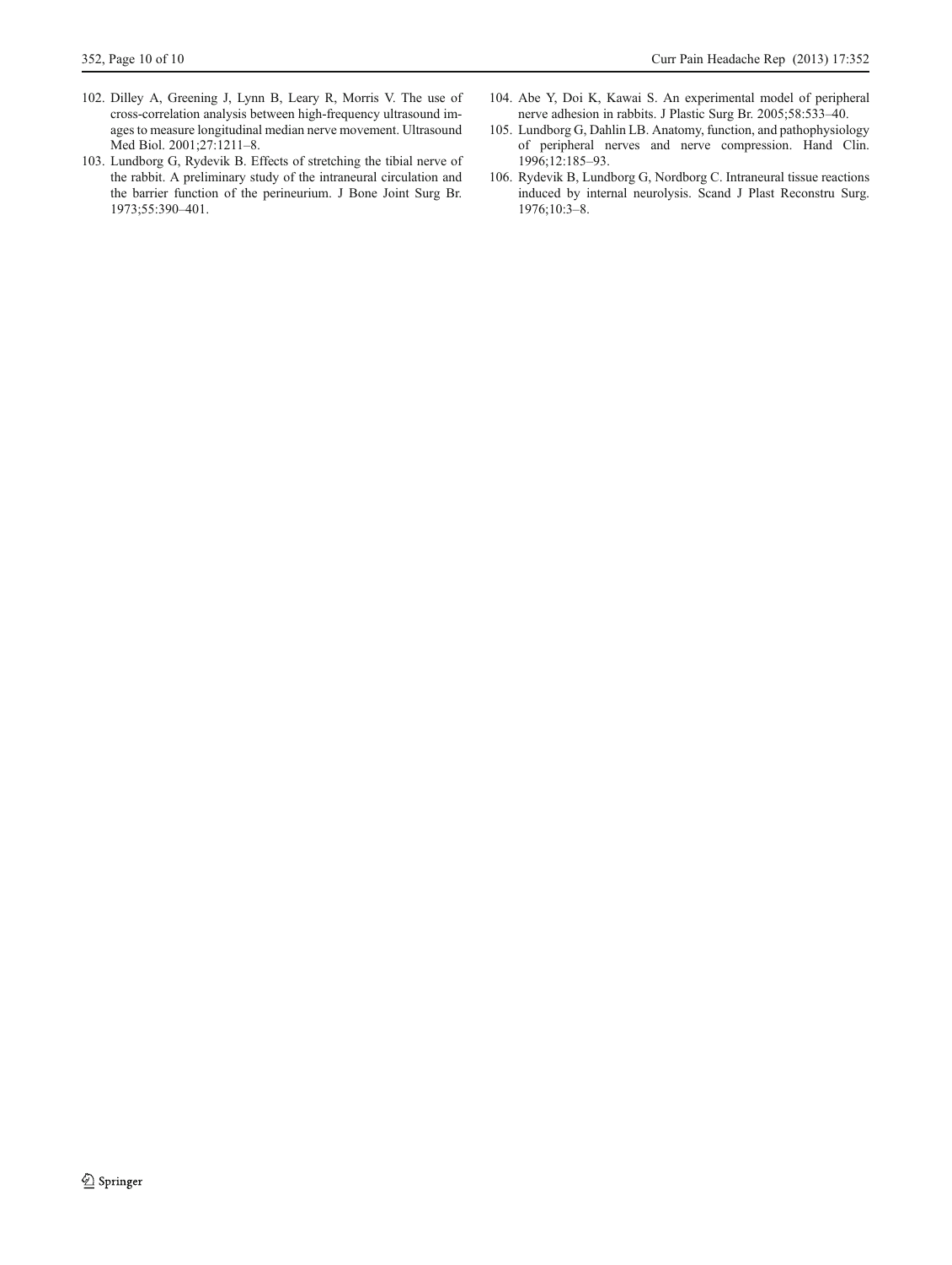102. Dilley A, Greening J, Lynn B, Leary R, Morris V. The use of cross-correlation analysis between high-frequency ultrasound images to measure longitudinal median nerve movement. Ultrasound Med Biol. 2001;27:1211–8.
103. Lundborg G, Rydevik B. Effects of stretching the tibial nerve of the rabbit. A preliminary study of the intraneural circulation and the barrier function of the perineurium. J Bone Joint Surg Br. 1973;55:390–401.
104. Abe Y, Doi K, Kawai S. An experimental model of peripheral nerve adhesion in rabbits. J Plastic Surg Br. 2005;58:533–40.
105. Lundborg G, Dahlin LB. Anatomy, function, and pathophysiology of peripheral nerves and nerve compression. Hand Clin. 1996;12:185–93.
106. Rydevik B, Lundborg G, Nordborg C. Intraneural tissue reactions induced by internal neurolysis. Scand J Plast Reconstru Surg. 1976;10:3–8.